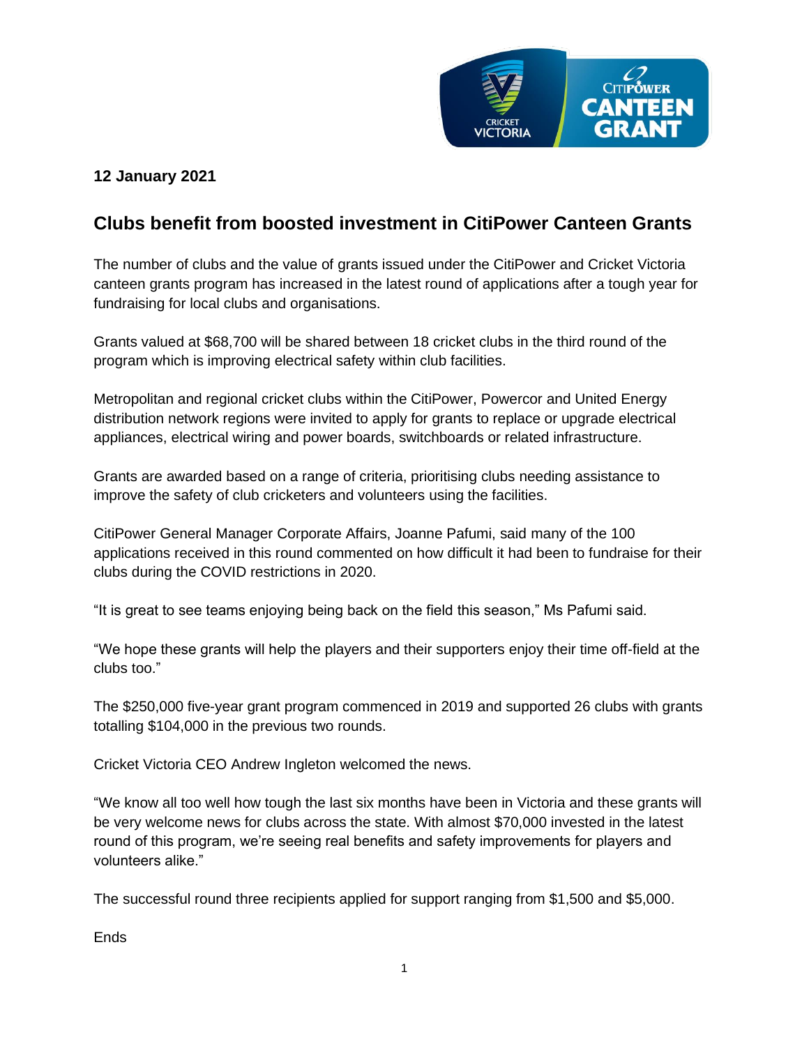**12 January 2021**

## Clubs benefit from boosted investment in CitiPower Canteen Grants

The number of clubs and the value of grants issued under the CitiPower and Cricket Victoria canteen grants program has increased in the latest round of applications after a tough year for fundraising for local clubs and organisations.

Grants valued at $68,700 will be shared between 18 cricket clubs in the third round of the program which is improving electrical safety within club facilities.

Metropolitan and regional cricket clubs within the CitiPower, Powercor and United Energy distribution network regions were invited to apply for grants to replace or upgrade electrical appliances, electrical wiring and power boards, switchboards or related infrastructure.

Grants are awarded based on a range of criteria, prioritising clubs needing assistance to improve the safety of club cricketers and volunteers using the facilities.

CitiPower General Manager Corporate Affairs, Joanne Pafumi, said many of the 100 applications received in this round commented on how difficult it had been to fundraise for their clubs during the COVID restrictions in 2020.

"It is great to see teams enjoying being back on the field this season," Ms Pafumi said.

"We hope these grants will help the players and their supporters enjoy their time off-field at the clubs too."

The $250,000 five-year grant program commenced in 2019 and supported 26 clubs with grants totalling $104,000 in the previous two rounds.

Cricket Victoria CEO Andrew Ingleton welcomed the news.

"We know all too well how tough the last six months have been in Victoria and these grants will be very welcome news for clubs across the state. With almost $70,000 invested in the latest round of this program, we're seeing real benefits and safety improvements for players and volunteers alike."

The successful round three recipients applied for support ranging from $1,500 and $5,000.

Ends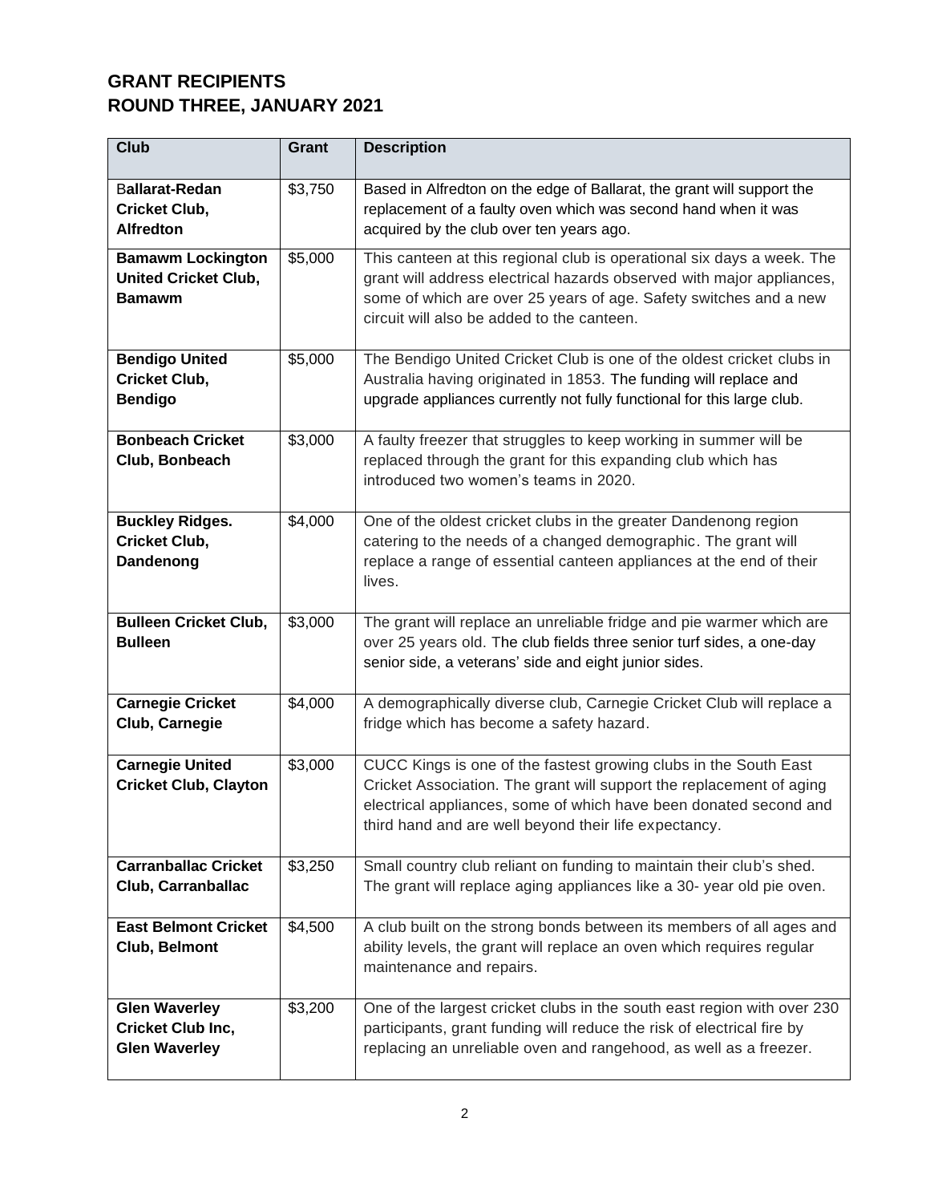## GRANT RECIPIENTS
## ROUND THREE, JANUARY 2021

| Club | Grant | Description |
|---|---|---|
| **Ballarat-Redan Cricket Club, Alfredton** | $3,750 | Based in Alfredton on the edge of Ballarat, the grant will support the replacement of a faulty oven which was second hand when it was acquired by the club over ten years ago. |
| **Bamawm Lockington United Cricket Club, Bamawm** | $5,000 | This canteen at this regional club is operational six days a week. The grant will address electrical hazards observed with major appliances, some of which are over 25 years of age. Safety switches and a new circuit will also be added to the canteen. |
| **Bendigo United Cricket Club, Bendigo** | $5,000 | The Bendigo United Cricket Club is one of the oldest cricket clubs in Australia having originated in 1853. The funding will replace and upgrade appliances currently not fully functional for this large club. |
| **Bonbeach Cricket Club, Bonbeach** | $3,000 | A faulty freezer that struggles to keep working in summer will be replaced through the grant for this expanding club which has introduced two women's teams in 2020. |
| **Buckley Ridges. Cricket Club, Dandenong** | $4,000 | One of the oldest cricket clubs in the greater Dandenong region catering to the needs of a changed demographic. The grant will replace a range of essential canteen appliances at the end of their lives. |
| **Bulleen Cricket Club, Bulleen** | $3,000 | The grant will replace an unreliable fridge and pie warmer which are over 25 years old. The club fields three senior turf sides, a one-day senior side, a veterans' side and eight junior sides. |
| **Carnegie Cricket Club, Carnegie** | $4,000 | A demographically diverse club, Carnegie Cricket Club will replace a fridge which has become a safety hazard. |
| **Carnegie United Cricket Club, Clayton** | $3,000 | CUCC Kings is one of the fastest growing clubs in the South East Cricket Association. The grant will support the replacement of aging electrical appliances, some of which have been donated second and third hand and are well beyond their life expectancy. |
| **Carranballac Cricket Club, Carranballac** | $3,250 | Small country club reliant on funding to maintain their club's shed. The grant will replace aging appliances like a 30- year old pie oven. |
| **East Belmont Cricket Club, Belmont** | $4,500 | A club built on the strong bonds between its members of all ages and ability levels, the grant will replace an oven which requires regular maintenance and repairs. |
| **Glen Waverley Cricket Club Inc, Glen Waverley** | $3,200 | One of the largest cricket clubs in the south east region with over 230 participants, grant funding will reduce the risk of electrical fire by replacing an unreliable oven and rangehood, as well as a freezer. |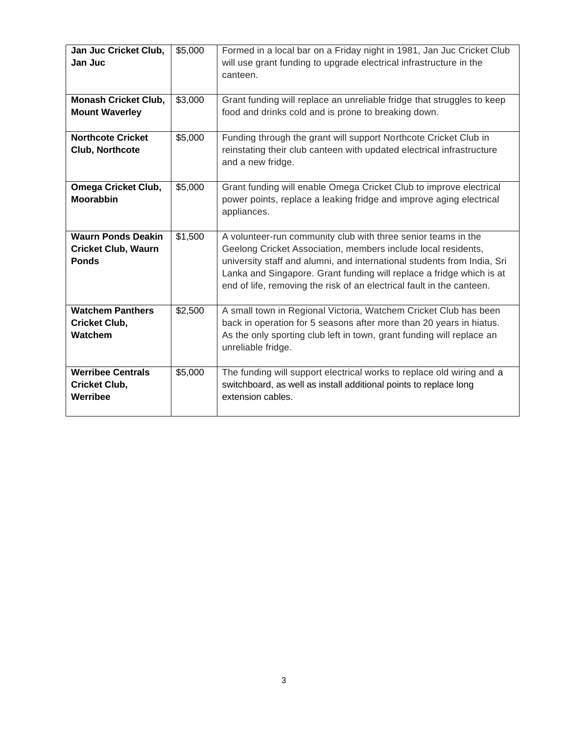| | | |
|---|---|---|
| **Jan Juc Cricket Club, Jan Juc** | $5,000 | Formed in a local bar on a Friday night in 1981, Jan Juc Cricket Club will use grant funding to upgrade electrical infrastructure in the canteen. |
| **Monash Cricket Club, Mount Waverley** | $3,000 | Grant funding will replace an unreliable fridge that struggles to keep food and drinks cold and is prone to breaking down. |
| **Northcote Cricket Club, Northcote** | $5,000 | Funding through the grant will support Northcote Cricket Club in reinstating their club canteen with updated electrical infrastructure and a new fridge. |
| **Omega Cricket Club, Moorabbin** | $5,000 | Grant funding will enable Omega Cricket Club to improve electrical power points, replace a leaking fridge and improve aging electrical appliances. |
| **Waurn Ponds Deakin Cricket Club, Waurn Ponds** | $1,500 | A volunteer-run community club with three senior teams in the Geelong Cricket Association, members include local residents, university staff and alumni, and international students from India, Sri Lanka and Singapore. Grant funding will replace a fridge which is at end of life, removing the risk of an electrical fault in the canteen. |
| **Watchem Panthers Cricket Club, Watchem** | $2,500 | A small town in Regional Victoria, Watchem Cricket Club has been back in operation for 5 seasons after more than 20 years in hiatus. As the only sporting club left in town, grant funding will replace an unreliable fridge. |
| **Werribee Centrals Cricket Club, Werribee** | $5,000 | The funding will support electrical works to replace old wiring and a switchboard, as well as install additional points to replace long extension cables. |